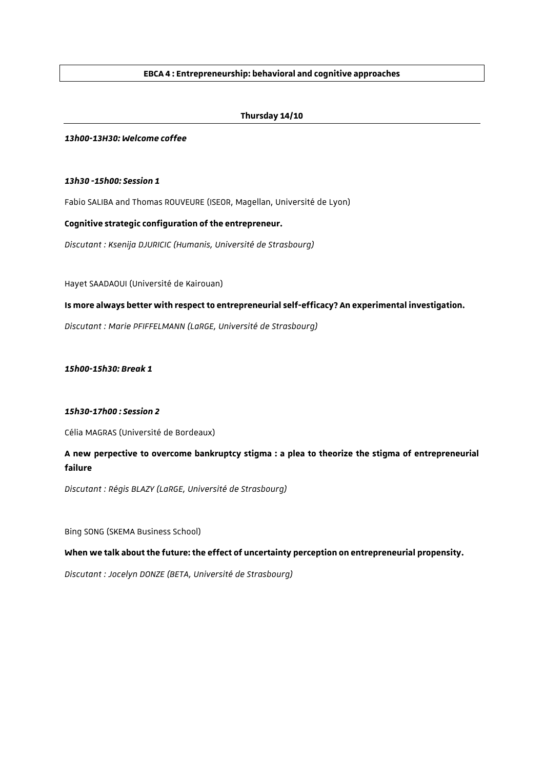# EBCA 4 : Entrepreneurship: behavioral and cognitive approaches

## Thursday 14/10

***13h00-13H30: Welcome coffee***

***13h30 -15h00: Session 1***

Fabio SALIBA and Thomas ROUVEURE (ISEOR, Magellan, Université de Lyon)

**Cognitive strategic configuration of the entrepreneur.**

*Discutant : Ksenija DJURICIC (Humanis, Université de Strasbourg)*

Hayet SAADAOUI (Université de Kairouan)

**Is more always better with respect to entrepreneurial self-efficacy? An experimental investigation.**

*Discutant : Marie PFIFFELMANN (LaRGE, Université de Strasbourg)*

***15h00-15h30: Break 1***

***15h30-17h00 : Session 2***

Célia MAGRAS (Université de Bordeaux)

**A new perpective to overcome bankruptcy stigma : a plea to theorize the stigma of entrepreneurial failure**

*Discutant : Régis BLAZY (LaRGE, Université de Strasbourg)*

Bing SONG (SKEMA Business School)

**When we talk about the future: the effect of uncertainty perception on entrepreneurial propensity.**

*Discutant : Jocelyn DONZE (BETA, Université de Strasbourg)*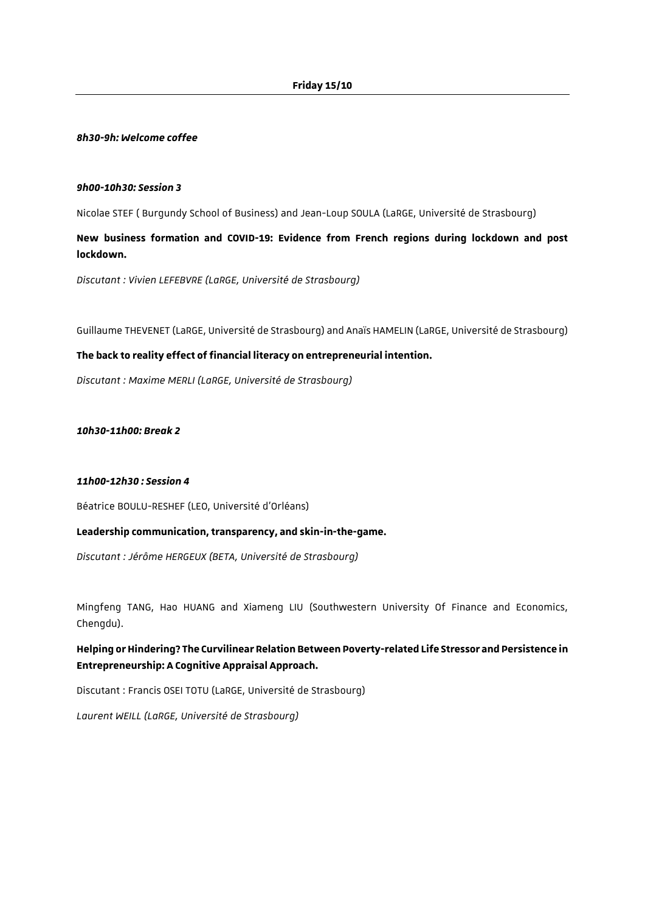**Friday 15/10**

***8h30-9h: Welcome coffee***

***9h00-10h30: Session 3***

Nicolae STEF ( Burgundy School of Business) and Jean-Loup SOULA (LaRGE, Université de Strasbourg)

**New business formation and COVID-19: Evidence from French regions during lockdown and post lockdown.**

*Discutant : Vivien LEFEBVRE (LaRGE, Université de Strasbourg)*

Guillaume THEVENET (LaRGE, Université de Strasbourg) and Anaïs HAMELIN (LaRGE, Université de Strasbourg)

**The back to reality effect of financial literacy on entrepreneurial intention.**

*Discutant : Maxime MERLI (LaRGE, Université de Strasbourg)*

***10h30-11h00: Break 2***

***11h00-12h30 : Session 4***

Béatrice BOULU-RESHEF (LEO, Université d'Orléans)

**Leadership communication, transparency, and skin-in-the-game.**

*Discutant : Jérôme HERGEUX (BETA, Université de Strasbourg)*

Mingfeng TANG, Hao HUANG and Xiameng LIU (Southwestern University Of Finance and Economics, Chengdu).

**Helping or Hindering? The Curvilinear Relation Between Poverty-related Life Stressor and Persistence in Entrepreneurship: A Cognitive Appraisal Approach.**

Discutant : Francis OSEI TOTU (LaRGE, Université de Strasbourg)

*Laurent WEILL (LaRGE, Université de Strasbourg)*